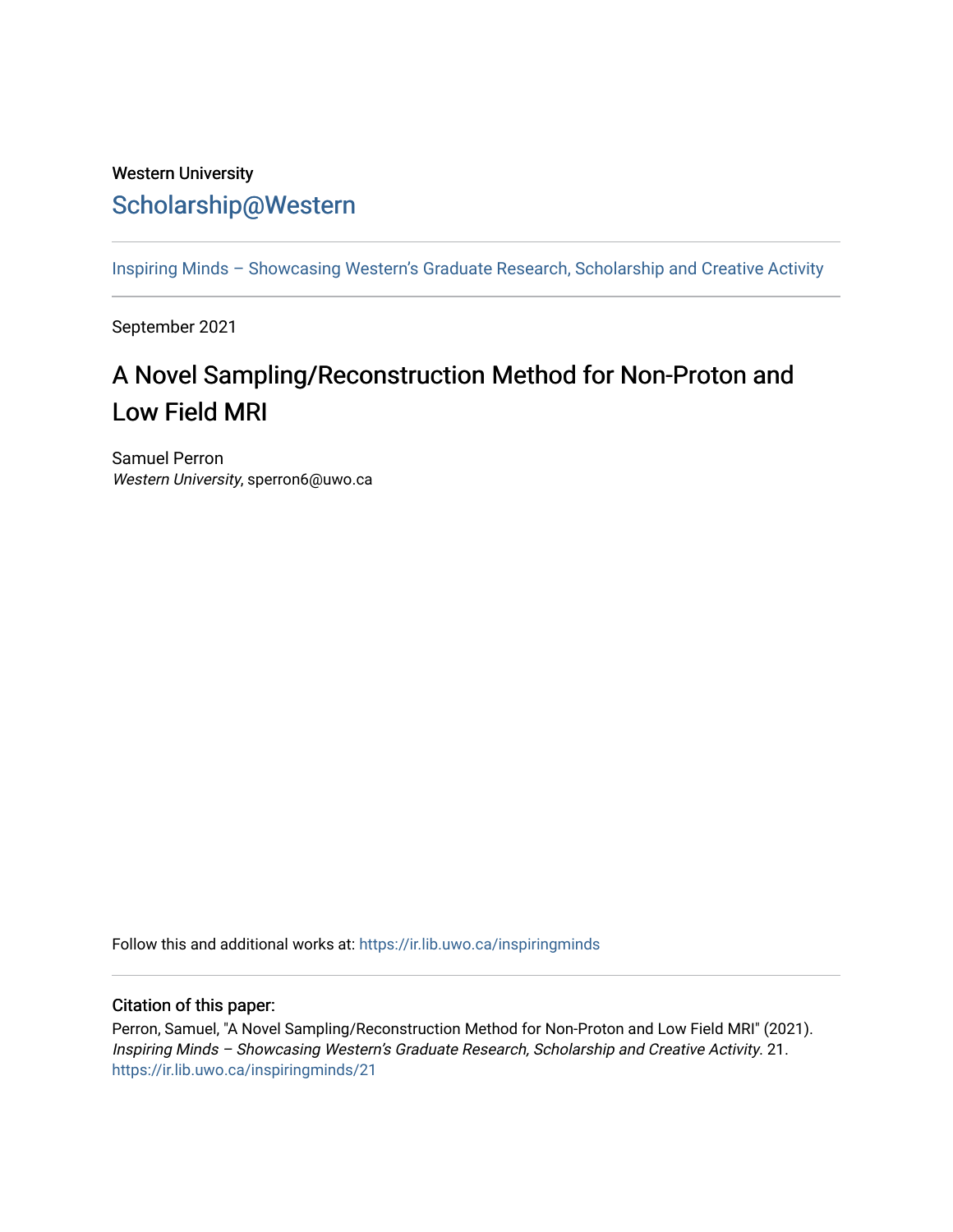Western University

# Scholarship@Western

Inspiring Minds – Showcasing Western's Graduate Research, Scholarship and Creative Activity

September 2021

## A Novel Sampling/Reconstruction Method for Non-Proton and Low Field MRI

Samuel Perron
*Western University*, sperron6@uwo.ca

Follow this and additional works at: https://ir.lib.uwo.ca/inspiringminds

### Citation of this paper:

Perron, Samuel, "A Novel Sampling/Reconstruction Method for Non-Proton and Low Field MRI" (2021). *Inspiring Minds – Showcasing Western's Graduate Research, Scholarship and Creative Activity*. 21.
https://ir.lib.uwo.ca/inspiringminds/21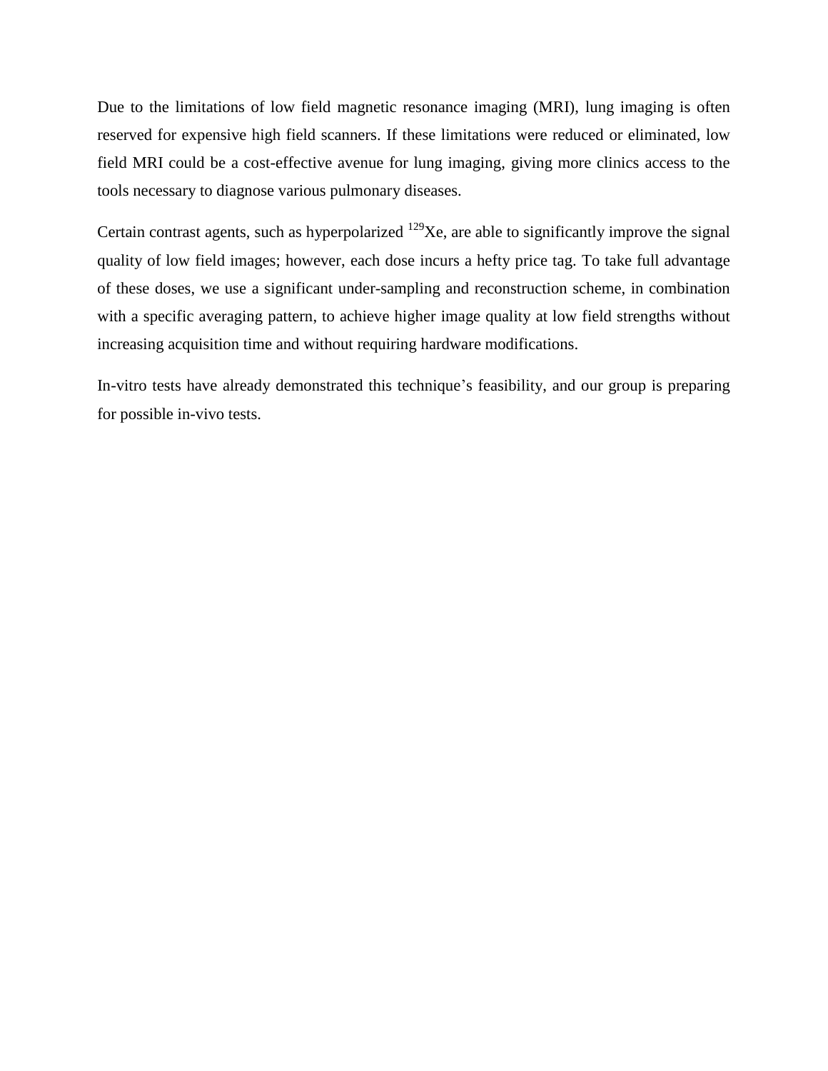Due to the limitations of low field magnetic resonance imaging (MRI), lung imaging is often reserved for expensive high field scanners. If these limitations were reduced or eliminated, low field MRI could be a cost-effective avenue for lung imaging, giving more clinics access to the tools necessary to diagnose various pulmonary diseases.

Certain contrast agents, such as hyperpolarized $^{129}Xe$, are able to significantly improve the signal quality of low field images; however, each dose incurs a hefty price tag. To take full advantage of these doses, we use a significant under-sampling and reconstruction scheme, in combination with a specific averaging pattern, to achieve higher image quality at low field strengths without increasing acquisition time and without requiring hardware modifications.

In-vitro tests have already demonstrated this technique's feasibility, and our group is preparing for possible in-vivo tests.